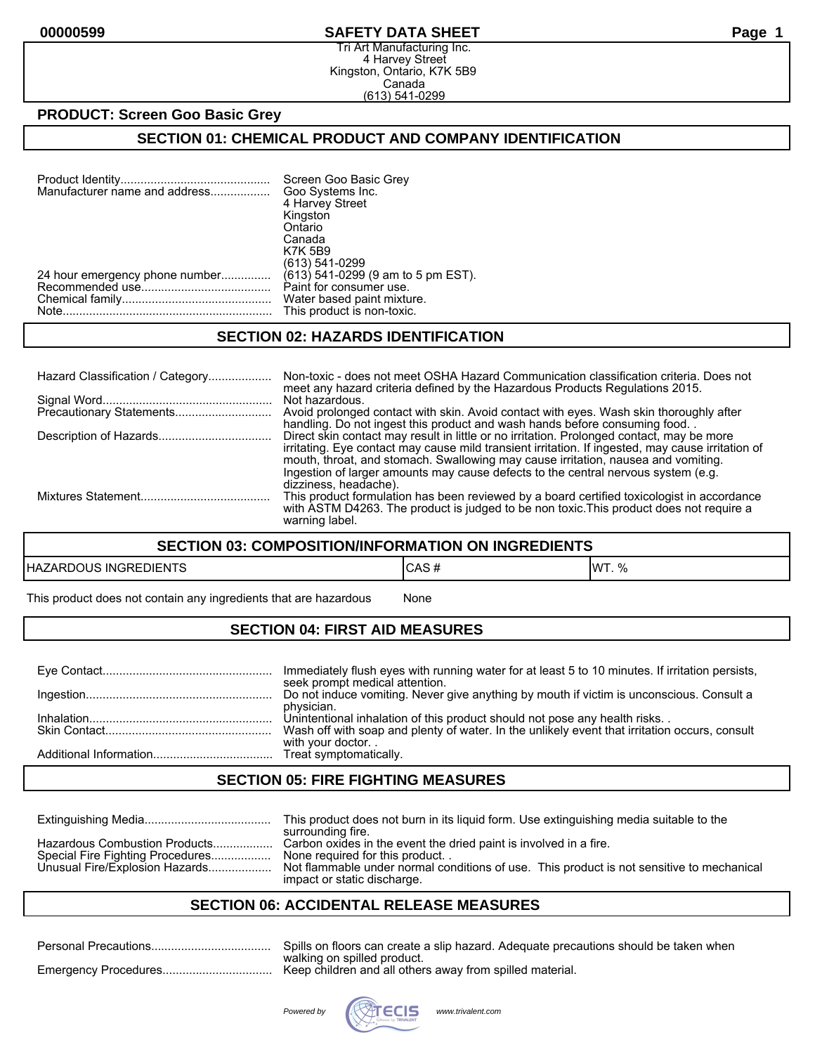# SAFETY DATA SHEET

Tri Art Manufacturing Inc.
4 Harvey Street
Kingston, Ontario, K7K 5B9
Canada
(613) 541-0299

**PRODUCT: Screen Goo Basic Grey**

## SECTION 01: CHEMICAL PRODUCT AND COMPANY IDENTIFICATION

| | |
|---|---|
| Product Identity | Screen Goo Basic Grey |
| Manufacturer name and address | Goo Systems Inc.<br>4 Harvey Street<br>Kingston<br>Ontario<br>Canada<br>K7K 5B9<br>(613) 541-0299 |
| 24 hour emergency phone number | (613) 541-0299 (9 am to 5 pm EST). |
| Recommended use | Paint for consumer use. |
| Chemical family | Water based paint mixture. |
| Note | This product is non-toxic. |

## SECTION 02: HAZARDS IDENTIFICATION

| | |
|---|---|
| Hazard Classification / Category | Non-toxic - does not meet OSHA Hazard Communication classification criteria. Does not meet any hazard criteria defined by the Hazardous Products Regulations 2015. |
| Signal Word | Not hazardous. |
| Precautionary Statements | Avoid prolonged contact with skin. Avoid contact with eyes. Wash skin thoroughly after handling. Do not ingest this product and wash hands before consuming food. . |
| Description of Hazards | Direct skin contact may result in little or no irritation. Prolonged contact, may be more irritating. Eye contact may cause mild transient irritation. If ingested, may cause irritation of mouth, throat, and stomach. Swallowing may cause irritation, nausea and vomiting. Ingestion of larger amounts may cause defects to the central nervous system (e.g. dizziness, headache). |
| Mixtures Statement | This product formulation has been reviewed by a board certified toxicologist in accordance with ASTM D4263. The product is judged to be non toxic.This product does not require a warning label. |

## SECTION 03: COMPOSITION/INFORMATION ON INGREDIENTS

| HAZARDOUS INGREDIENTS | CAS # | WT. % |
|---|---|---|
| This product does not contain any ingredients that are hazardous | None | |

## SECTION 04: FIRST AID MEASURES

| | |
|---|---|
| Eye Contact | Immediately flush eyes with running water for at least 5 to 10 minutes. If irritation persists, seek prompt medical attention. |
| Ingestion | Do not induce vomiting. Never give anything by mouth if victim is unconscious. Consult a physician. |
| Inhalation | Unintentional inhalation of this product should not pose any health risks. . |
| Skin Contact | Wash off with soap and plenty of water. In the unlikely event that irritation occurs, consult with your doctor. . |
| Additional Information | Treat symptomatically. |

## SECTION 05: FIRE FIGHTING MEASURES

| | |
|---|---|
| Extinguishing Media | This product does not burn in its liquid form. Use extinguishing media suitable to the surrounding fire. |
| Hazardous Combustion Products | Carbon oxides in the event the dried paint is involved in a fire. |
| Special Fire Fighting Procedures | None required for this product. . |
| Unusual Fire/Explosion Hazards | Not flammable under normal conditions of use. This product is not sensitive to mechanical impact or static discharge. |

## SECTION 06: ACCIDENTAL RELEASE MEASURES

| | |
|---|---|
| Personal Precautions | Spills on floors can create a slip hazard. Adequate precautions should be taken when walking on spilled product. |
| Emergency Procedures | Keep children and all others away from spilled material. |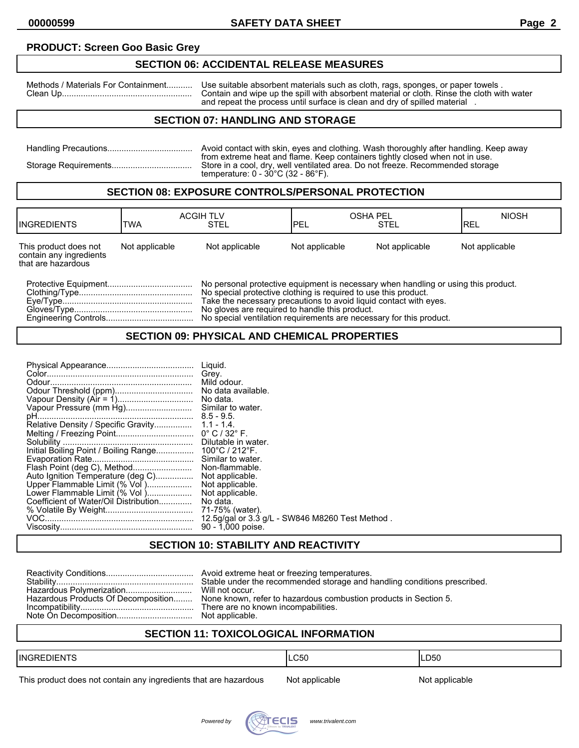**PRODUCT: Screen Goo Basic Grey**

## SECTION 06: ACCIDENTAL RELEASE MEASURES

| | |
|---|---|
| Methods / Materials For Containment | Use suitable absorbent materials such as cloth, rags, sponges, or paper towels . |
| Clean Up | Contain and wipe up the spill with absorbent material or cloth. Rinse the cloth with water and repeat the process until surface is clean and dry of spilled material . |

## SECTION 07: HANDLING AND STORAGE

| | |
|---|---|
| Handling Precautions | Avoid contact with skin, eyes and clothing. Wash thoroughly after handling. Keep away from extreme heat and flame. Keep containers tightly closed when not in use. |
| Storage Requirements | Store in a cool, dry, well ventilated area. Do not freeze. Recommended storage temperature: 0 - 30°C (32 - 86°F). |

## SECTION 08: EXPOSURE CONTROLS/PERSONAL PROTECTION

| INGREDIENTS | ACGIH TLV | | OSHA PEL | | NIOSH |
|---|---|---|---|---|---|
| | TWA | STEL | PEL | STEL | REL |
| This product does not contain any ingredients that are hazardous | Not applicable | Not applicable | Not applicable | Not applicable | Not applicable |

| | |
|---|---|
| Protective Equipment | No personal protective equipment is necessary when handling or using this product. |
| Clothing/Type | No special protective clothing is required to use this product. |
| Eye/Type | Take the necessary precautions to avoid liquid contact with eyes. |
| Gloves/Type | No gloves are required to handle this product. |
| Engineering Controls | No special ventilation requirements are necessary for this product. |

## SECTION 09: PHYSICAL AND CHEMICAL PROPERTIES

| | |
|---|---|
| Physical Appearance | Liquid. |
| Color | Grey. |
| Odour | Mild odour. |
| Odour Threshold (ppm) | No data available. |
| Vapour Density (Air = 1) | No data. |
| Vapour Pressure (mm Hg) | Similar to water. |
| pH | 8.5 - 9.5. |
| Relative Density / Specific Gravity | 1.1 - 1.4. |
| Melting / Freezing Point | 0° C / 32° F. |
| Solubility | Dilutable in water. |
| Initial Boiling Point / Boiling Range | 100°C / 212°F. |
| Evaporation Rate | Similar to water. |
| Flash Point (deg C), Method | Non-flammable. |
| Auto Ignition Temperature (deg C) | Not applicable. |
| Upper Flammable Limit (% Vol ) | Not applicable. |
| Lower Flammable Limit (% Vol ) | Not applicable. |
| Coefficient of Water/Oil Distribution | No data. |
| % Volatile By Weight | 71-75% (water). |
| VOC | 12.5g/gal or 3.3 g/L - SW846 M8260 Test Method . |
| Viscosity | 90 - 1,000 poise. |

## SECTION 10: STABILITY AND REACTIVITY

| | |
|---|---|
| Reactivity Conditions | Avoid extreme heat or freezing temperatures. |
| Stability | Stable under the recommended storage and handling conditions prescribed. |
| Hazardous Polymerization | Will not occur. |
| Hazardous Products Of Decomposition | None known, refer to hazardous combustion products in Section 5. |
| Incompatibility | There are no known incompatibilities. |
| Note On Decomposition | Not applicable. |

## SECTION 11: TOXICOLOGICAL INFORMATION

| INGREDIENTS | LC50 | LD50 |
|---|---|---|
| This product does not contain any ingredients that are hazardous | Not applicable | Not applicable |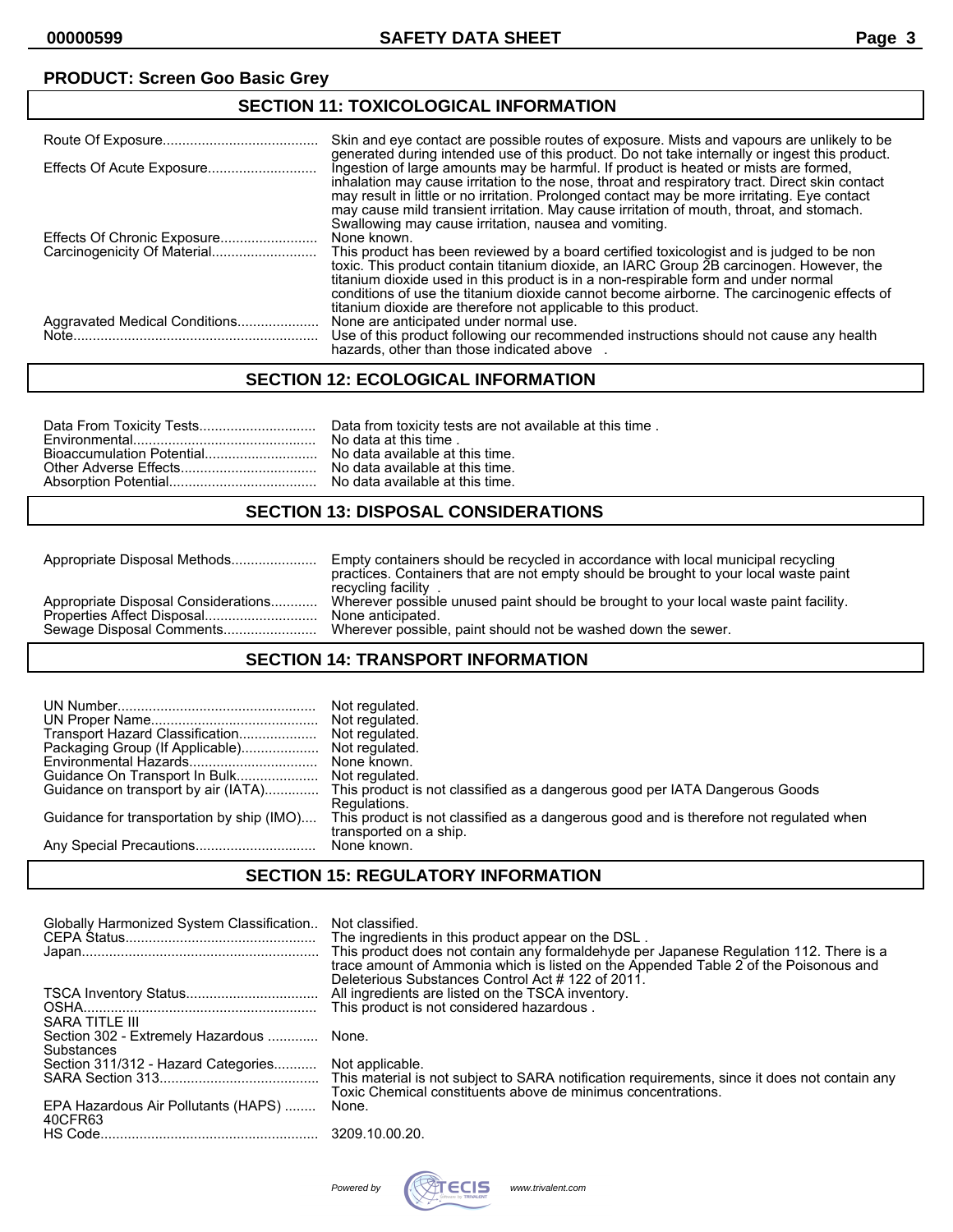**PRODUCT: Screen Goo Basic Grey**

## SECTION 11: TOXICOLOGICAL INFORMATION

| | |
|---|---|
| Route Of Exposure | Skin and eye contact are possible routes of exposure. Mists and vapours are unlikely to be generated during intended use of this product. Do not take internally or ingest this product. |
| Effects Of Acute Exposure | Ingestion of large amounts may be harmful. If product is heated or mists are formed, inhalation may cause irritation to the nose, throat and respiratory tract. Direct skin contact may result in little or no irritation. Prolonged contact may be more irritating. Eye contact may cause mild transient irritation. May cause irritation of mouth, throat, and stomach. Swallowing may cause irritation, nausea and vomiting. |
| Effects Of Chronic Exposure | None known. |
| Carcinogenicity Of Material | This product has been reviewed by a board certified toxicologist and is judged to be non toxic. This product contain titanium dioxide, an IARC Group 2B carcinogen. However, the titanium dioxide used in this product is in a non-respirable form and under normal conditions of use the titanium dioxide cannot become airborne. The carcinogenic effects of titanium dioxide are therefore not applicable to this product. |
| Aggravated Medical Conditions | None are anticipated under normal use. |
| Note | Use of this product following our recommended instructions should not cause any health hazards, other than those indicated above . |

## SECTION 12: ECOLOGICAL INFORMATION

| | |
|---|---|
| Data From Toxicity Tests | Data from toxicity tests are not available at this time . |
| Environmental | No data at this time . |
| Bioaccumulation Potential | No data available at this time. |
| Other Adverse Effects | No data available at this time. |
| Absorption Potential | No data available at this time. |

## SECTION 13: DISPOSAL CONSIDERATIONS

| | |
|---|---|
| Appropriate Disposal Methods | Empty containers should be recycled in accordance with local municipal recycling practices. Containers that are not empty should be brought to your local waste paint recycling facility . |
| Appropriate Disposal Considerations | Wherever possible unused paint should be brought to your local waste paint facility. |
| Properties Affect Disposal | None anticipated. |
| Sewage Disposal Comments | Wherever possible, paint should not be washed down the sewer. |

## SECTION 14: TRANSPORT INFORMATION

| | |
|---|---|
| UN Number | Not regulated. |
| UN Proper Name | Not regulated. |
| Transport Hazard Classification | Not regulated. |
| Packaging Group (If Applicable) | Not regulated. |
| Environmental Hazards | None known. |
| Guidance On Transport In Bulk | Not regulated. |
| Guidance on transport by air (IATA) | This product is not classified as a dangerous good per IATA Dangerous Goods Regulations. |
| Guidance for transportation by ship (IMO) | This product is not classified as a dangerous good and is therefore not regulated when transported on a ship. |
| Any Special Precautions | None known. |

## SECTION 15: REGULATORY INFORMATION

| | |
|---|---|
| Globally Harmonized System Classification | Not classified. |
| CEPA Status | The ingredients in this product appear on the DSL . |
| Japan | This product does not contain any formaldehyde per Japanese Regulation 112. There is a trace amount of Ammonia which is listed on the Appended Table 2 of the Poisonous and Deleterious Substances Control Act # 122 of 2011. |
| TSCA Inventory Status | All ingredients are listed on the TSCA inventory. |
| OSHA | This product is not considered hazardous . |
| SARA TITLE III | |
| Section 302 - Extremely Hazardous Substances | None. |
| Section 311/312 - Hazard Categories | Not applicable. |
| SARA Section 313 | This material is not subject to SARA notification requirements, since it does not contain any Toxic Chemical constituents above de minimus concentrations. |
| EPA Hazardous Air Pollutants (HAPS) 40CFR63 | None. |
| HS Code | 3209.10.00.20. |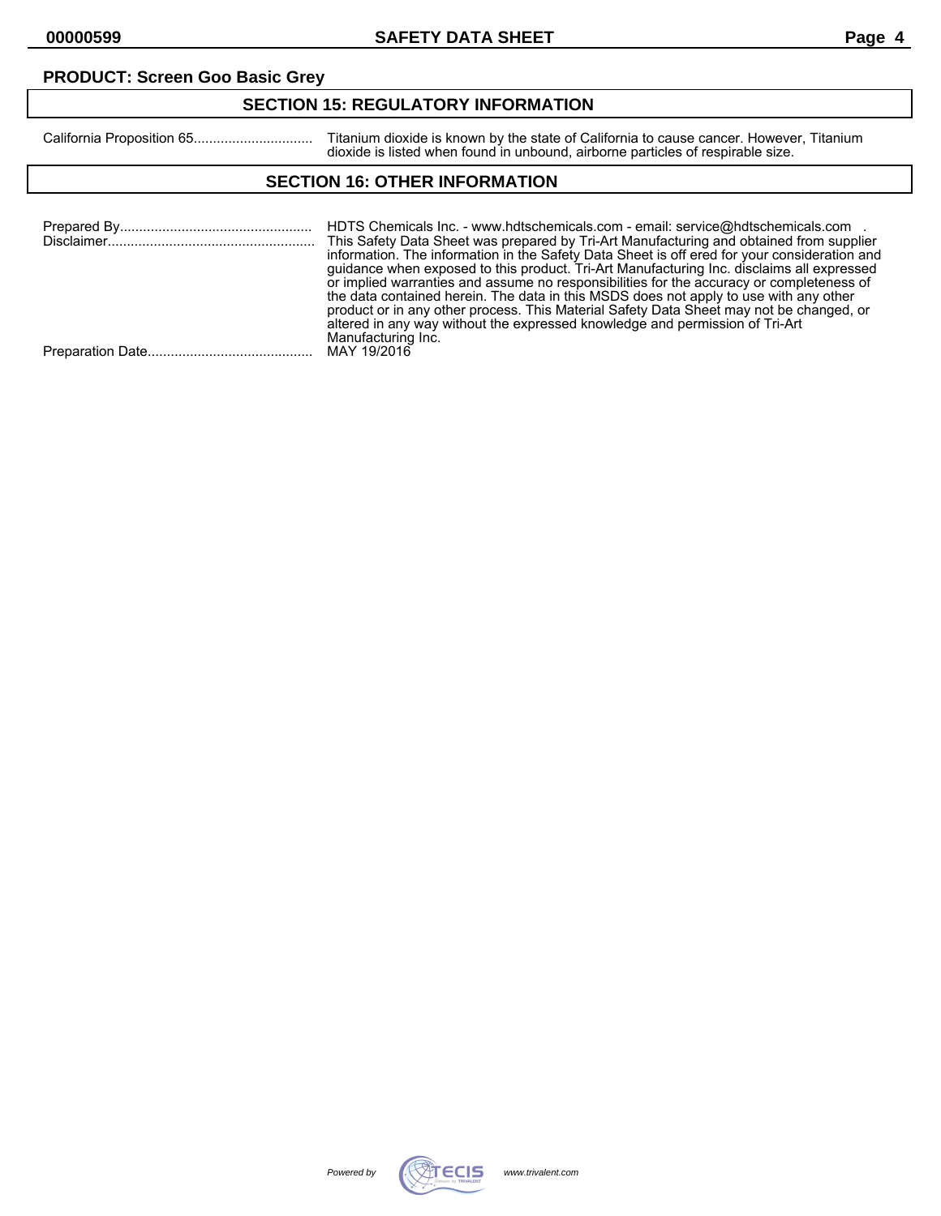**PRODUCT: Screen Goo Basic Grey**

## SECTION 15: REGULATORY INFORMATION

California Proposition 65............................... Titanium dioxide is known by the state of California to cause cancer. However, Titanium dioxide is listed when found in unbound, airborne particles of respirable size.

## SECTION 16: OTHER INFORMATION

Prepared By.................................................. HDTS Chemicals Inc. - www.hdtschemicals.com - email: service@hdtschemicals.com .

Disclaimer...................................................... This Safety Data Sheet was prepared by Tri-Art Manufacturing and obtained from supplier information. The information in the Safety Data Sheet is off ered for your consideration and guidance when exposed to this product. Tri-Art Manufacturing Inc. disclaims all expressed or implied warranties and assume no responsibilities for the accuracy or completeness of the data contained herein. The data in this MSDS does not apply to use with any other product or in any other process. This Material Safety Data Sheet may not be changed, or altered in any way without the expressed knowledge and permission of Tri-Art Manufacturing Inc.

Preparation Date........................................... MAY 19/2016